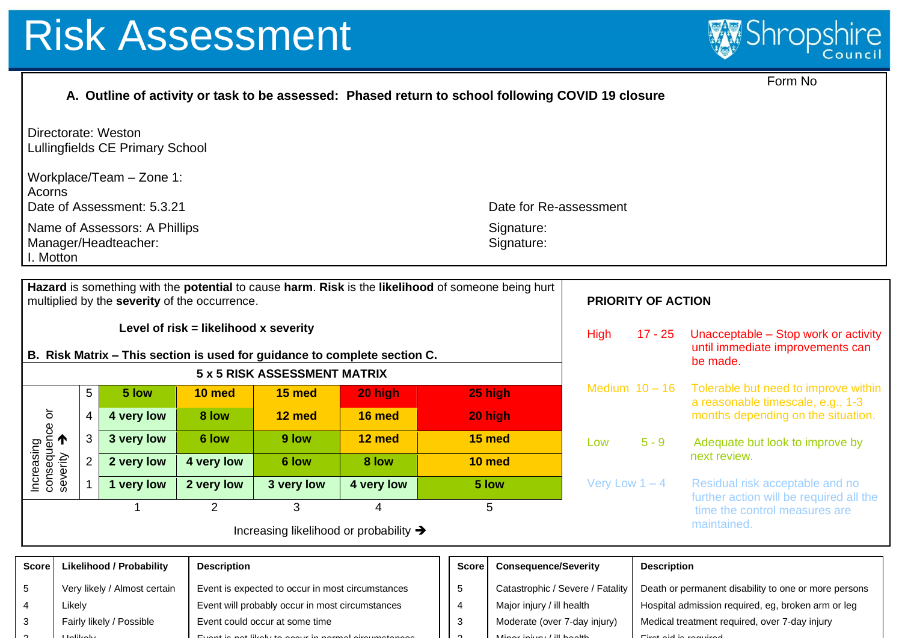# Risk Assessment

Shropshire Council

Form No

**A. Outline of activity or task to be assessed: Phased return to school following COVID 19 closure**

Directorate: Weston
Lullingfields CE Primary School

Workplace/Team – Zone 1:
Acorns

Date of Assessment: 5.3.21

Date for Re-assessment

Name of Assessors: A Phillips

Signature:

Manager/Headteacher:
I. Motton

Signature:

**Hazard** is something with the **potential** to cause **harm**. **Risk** is the **likelihood** of someone being hurt multiplied by the **severity** of the occurrence.

**Level of risk = likelihood x severity**

**B. Risk Matrix – This section is used for guidance to complete section C.**

**5 x 5 RISK ASSESSMENT MATRIX**

| Increasing consequence or severity ↑ | | | | | |
|---|---|---|---|---|---|
| 5 | 5 low | 10 med | 15 med | 20 high | 25 high |
| 4 | 4 very low | 8 low | 12 med | 16 med | 20 high |
| 3 | 3 very low | 6 low | 9 low | 12 med | 15 med |
| 2 | 2 very low | 4 very low | 6 low | 8 low | 10 med |
| 1 | 1 very low | 2 very low | 3 very low | 4 very low | 5 low |
| | 1 | 2 | 3 | 4 | 5 |

Increasing likelihood or probability ➔

**PRIORITY OF ACTION**

| | | |
|---|---|---|
| High | 17 - 25 | Unacceptable – Stop work or activity until immediate improvements can be made. |
| Medium | 10 – 16 | Tolerable but need to improve within a reasonable timescale, e.g., 1-3 months depending on the situation. |
| Low | 5 - 9 | Adequate but look to improve by next review. |
| Very Low | 1 – 4 | Residual risk acceptable and no further action will be required all the time the control measures are maintained. |

| Score | Likelihood / Probability | Description |
|---|---|---|
| 5 | Very likely / Almost certain | Event is expected to occur in most circumstances |
| 4 | Likely | Event will probably occur in most circumstances |
| 3 | Fairly likely / Possible | Event could occur at some time |
| 2 | Unlikely | Event is not likely to occur in normal circumstances |

| Score | Consequence/Severity | Description |
|---|---|---|
| 5 | Catastrophic / Severe / Fatality | Death or permanent disability to one or more persons |
| 4 | Major injury / ill health | Hospital admission required, eg, broken arm or leg |
| 3 | Moderate (over 7-day injury) | Medical treatment required, over 7-day injury |
| 2 | Minor injury / ill health | First aid is required |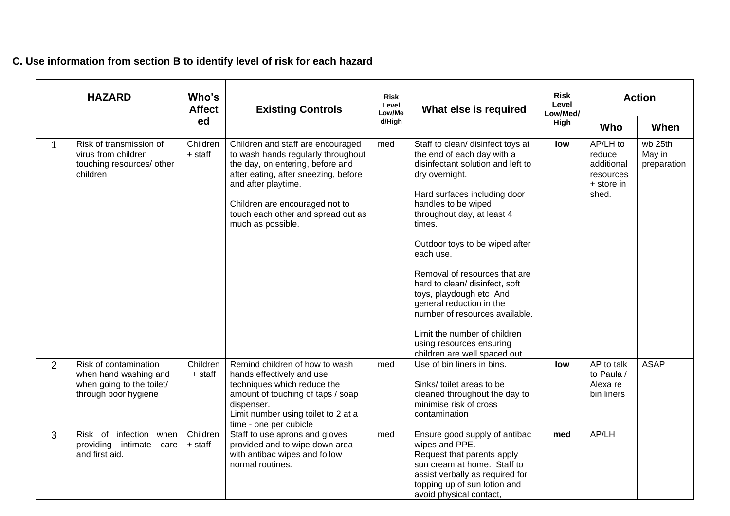**C. Use information from section B to identify level of risk for each hazard**

| HAZARD | | Who's Affected | Existing Controls | Risk Level Low/Med/High | What else is required | Risk Level Low/Med/ High | Action | |
|---|---|---|---|---|---|---|---|---|
| | | | | | | | **Who** | **When** |
| 1 | Risk of transmission of virus from children touching resources/ other children | Children + staff | Children and staff are encouraged to wash hands regularly throughout the day, on entering, before and after eating, after sneezing, before and after playtime.<br><br>Children are encouraged not to touch each other and spread out as much as possible. | med | Staff to clean/ disinfect toys at the end of each day with a disinfectant solution and left to dry overnight.<br><br>Hard surfaces including door handles to be wiped throughout day, at least 4 times.<br><br>Outdoor toys to be wiped after each use.<br><br>Removal of resources that are hard to clean/ disinfect, soft toys, playdough etc And general reduction in the number of resources available.<br><br>Limit the number of children using resources ensuring children are well spaced out. | **low** | AP/LH to reduce additional resources + store in shed. | wb 25th May in preparation |
| 2 | Risk of contamination when hand washing and when going to the toilet/ through poor hygiene | Children + staff | Remind children of how to wash hands effectively and use techniques which reduce the amount of touching of taps / soap dispenser.<br>Limit number using toilet to 2 at a time - one per cubicle | med | Use of bin liners in bins.<br><br>Sinks/ toilet areas to be cleaned throughout the day to minimise risk of cross contamination | **low** | AP to talk to Paula / Alexa re bin liners | ASAP |
| 3 | Risk of infection when providing intimate care and first aid. | Children + staff | Staff to use aprons and gloves provided and to wipe down area with antibac wipes and follow normal routines. | med | Ensure good supply of antibac wipes and PPE.<br>Request that parents apply sun cream at home. Staff to assist verbally as required for topping up of sun lotion and avoid physical contact, | **med** | AP/LH | |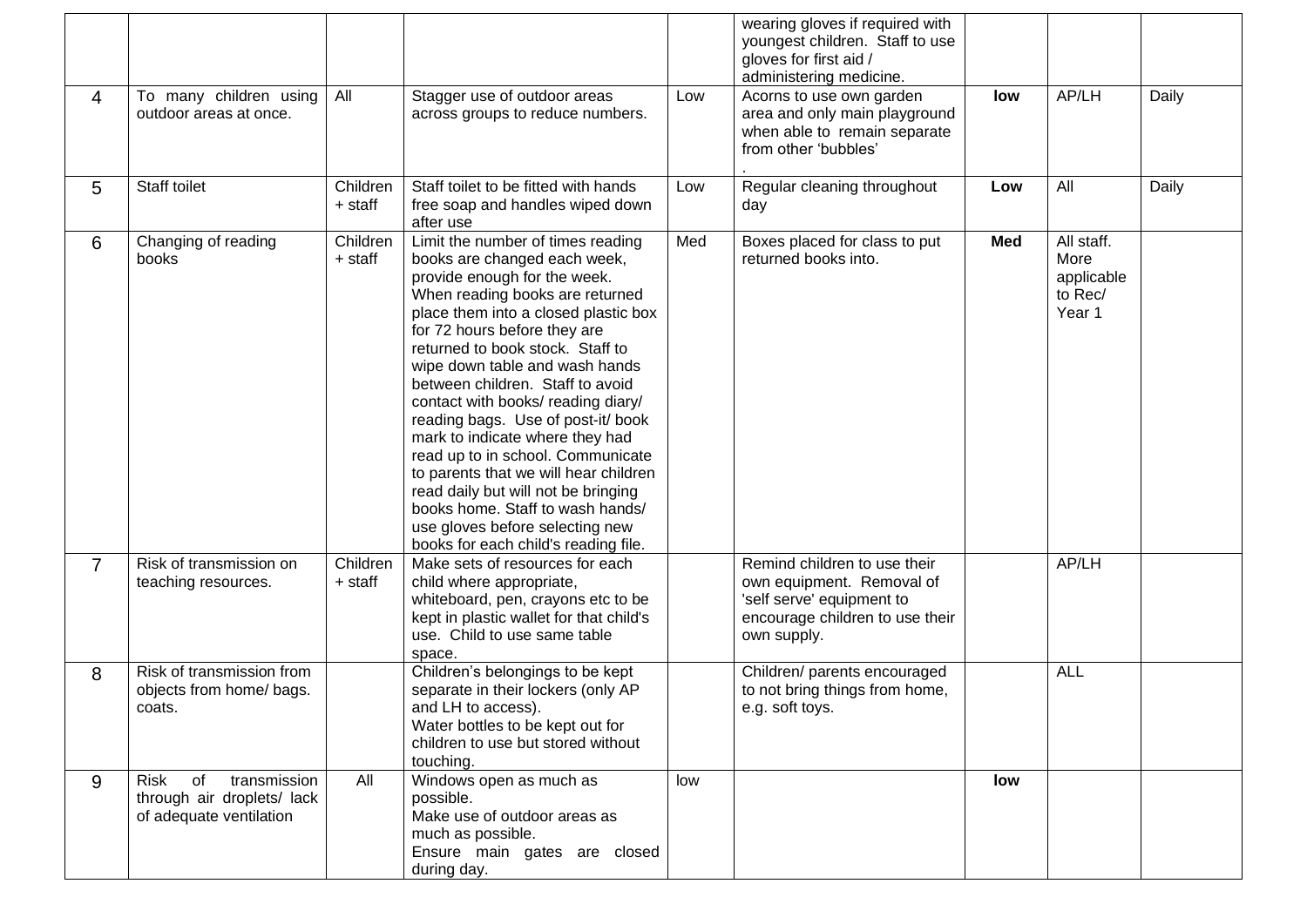| | | | | | | | | |
|---|---|---|---|---|---|---|---|---|
| | | | | | wearing gloves if required with youngest children. Staff to use gloves for first aid / administering medicine. | | | |
| 4 | To many children using outdoor areas at once. | All | Stagger use of outdoor areas across groups to reduce numbers. | Low | Acorns to use own garden area and only main playground when able to remain separate from other 'bubbles' . | **low** | AP/LH | Daily |
| 5 | Staff toilet | Children + staff | Staff toilet to be fitted with hands free soap and handles wiped down after use | Low | Regular cleaning throughout day | **Low** | All | Daily |
| 6 | Changing of reading books | Children + staff | Limit the number of times reading books are changed each week, provide enough for the week. When reading books are returned place them into a closed plastic box for 72 hours before they are returned to book stock. Staff to wipe down table and wash hands between children. Staff to avoid contact with books/ reading diary/ reading bags. Use of post-it/ book mark to indicate where they had read up to in school. Communicate to parents that we will hear children read daily but will not be bringing books home. Staff to wash hands/ use gloves before selecting new books for each child's reading file. | Med | Boxes placed for class to put returned books into. | **Med** | All staff. More applicable to Rec/ Year 1 | |
| 7 | Risk of transmission on teaching resources. | Children + staff | Make sets of resources for each child where appropriate, whiteboard, pen, crayons etc to be kept in plastic wallet for that child's use. Child to use same table space. | | Remind children to use their own equipment. Removal of 'self serve' equipment to encourage children to use their own supply. | | AP/LH | |
| 8 | Risk of transmission from objects from home/ bags. coats. | | Children's belongings to be kept separate in their lockers (only AP and LH to access). Water bottles to be kept out for children to use but stored without touching. | | Children/ parents encouraged to not bring things from home, e.g. soft toys. | | ALL | |
| 9 | Risk of transmission through air droplets/ lack of adequate ventilation | All | Windows open as much as possible. Make use of outdoor areas as much as possible. Ensure main gates are closed during day. | low | | **low** | | |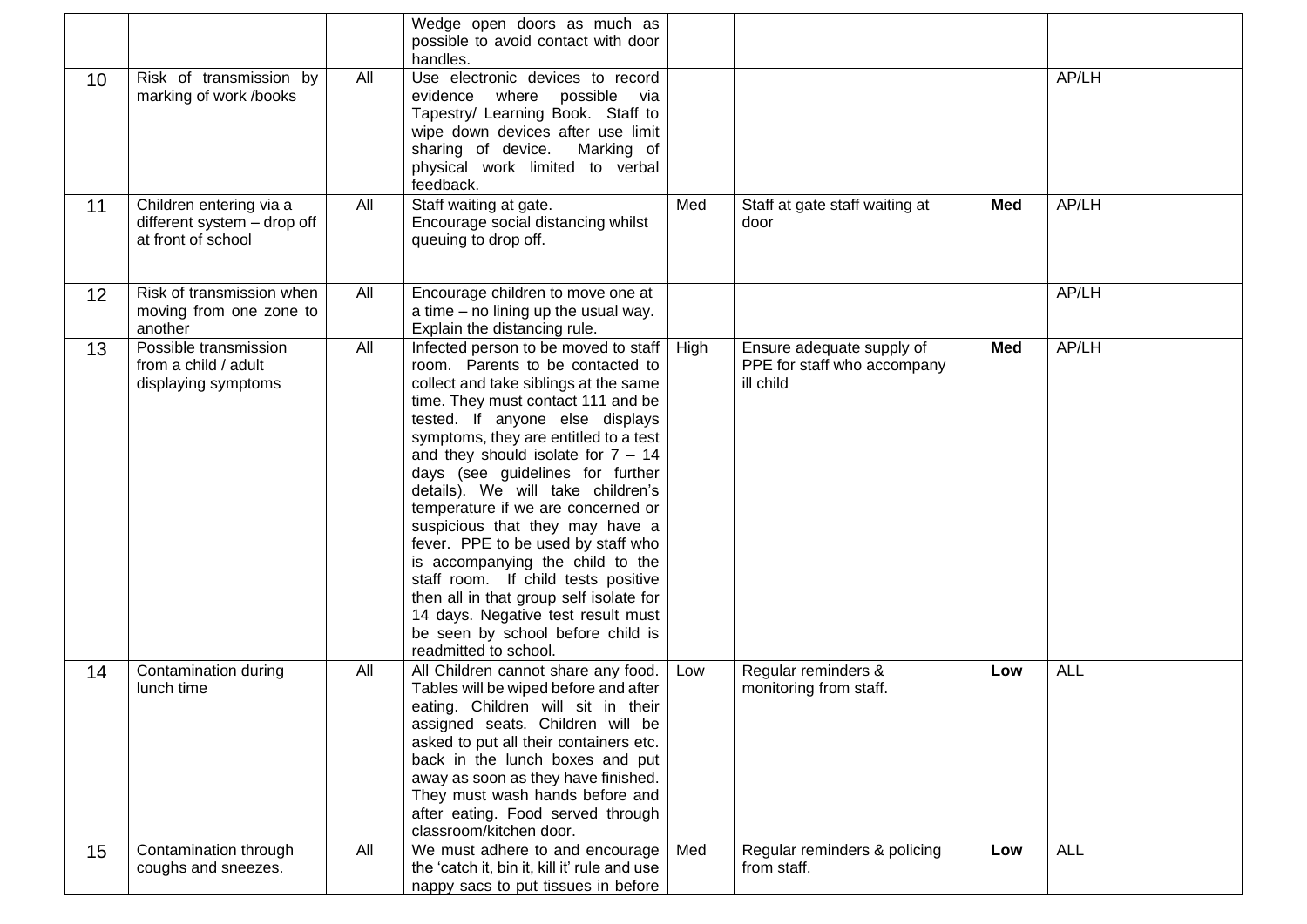| | | | | | | | | |
|---|---|---|---|---|---|---|---|---|
| | | | Wedge open doors as much as possible to avoid contact with door handles. | | | | | |
| 10 | Risk of transmission by marking of work /books | All | Use electronic devices to record evidence where possible via Tapestry/ Learning Book. Staff to wipe down devices after use limit sharing of device. Marking of physical work limited to verbal feedback. | | | | AP/LH | |
| 11 | Children entering via a different system – drop off at front of school | All | Staff waiting at gate. Encourage social distancing whilst queuing to drop off. | Med | Staff at gate staff waiting at door | **Med** | AP/LH | |
| 12 | Risk of transmission when moving from one zone to another | All | Encourage children to move one at a time – no lining up the usual way. Explain the distancing rule. | | | | AP/LH | |
| 13 | Possible transmission from a child / adult displaying symptoms | All | Infected person to be moved to staff room. Parents to be contacted to collect and take siblings at the same time. They must contact 111 and be tested. If anyone else displays symptoms, they are entitled to a test and they should isolate for 7 – 14 days (see guidelines for further details). We will take children's temperature if we are concerned or suspicious that they may have a fever. PPE to be used by staff who is accompanying the child to the staff room. If child tests positive then all in that group self isolate for 14 days. Negative test result must be seen by school before child is readmitted to school. | High | Ensure adequate supply of PPE for staff who accompany ill child | **Med** | AP/LH | |
| 14 | Contamination during lunch time | All | All Children cannot share any food. Tables will be wiped before and after eating. Children will sit in their assigned seats. Children will be asked to put all their containers etc. back in the lunch boxes and put away as soon as they have finished. They must wash hands before and after eating. Food served through classroom/kitchen door. | Low | Regular reminders & monitoring from staff. | **Low** | ALL | |
| 15 | Contamination through coughs and sneezes. | All | We must adhere to and encourage the 'catch it, bin it, kill it' rule and use nappy sacs to put tissues in before | Med | Regular reminders & policing from staff. | **Low** | ALL | |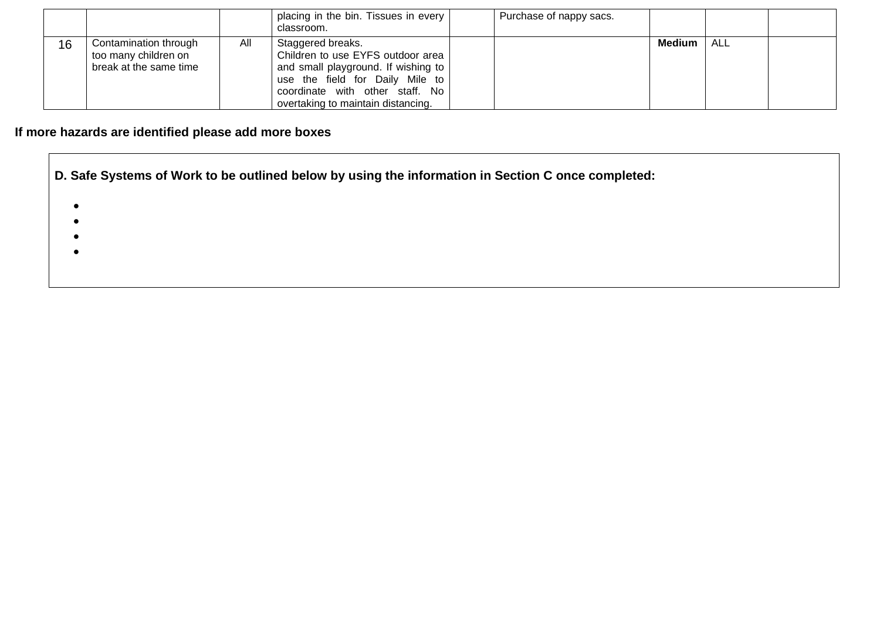|  |  |  | placing in the bin. Tissues in every classroom. |  | Purchase of nappy sacs. |  |  |  |
|---|---|---|---|---|---|---|---|---|
| 16 | Contamination through too many children on break at the same time | All | Staggered breaks.<br>Children to use EYFS outdoor area and small playground. If wishing to use the field for Daily Mile to coordinate with other staff. No overtaking to maintain distancing. |  |  | **Medium** | ALL |  |

**If more hazards are identified please add more boxes**

**D. Safe Systems of Work to be outlined below by using the information in Section C once completed:**

- 
- 
- 
-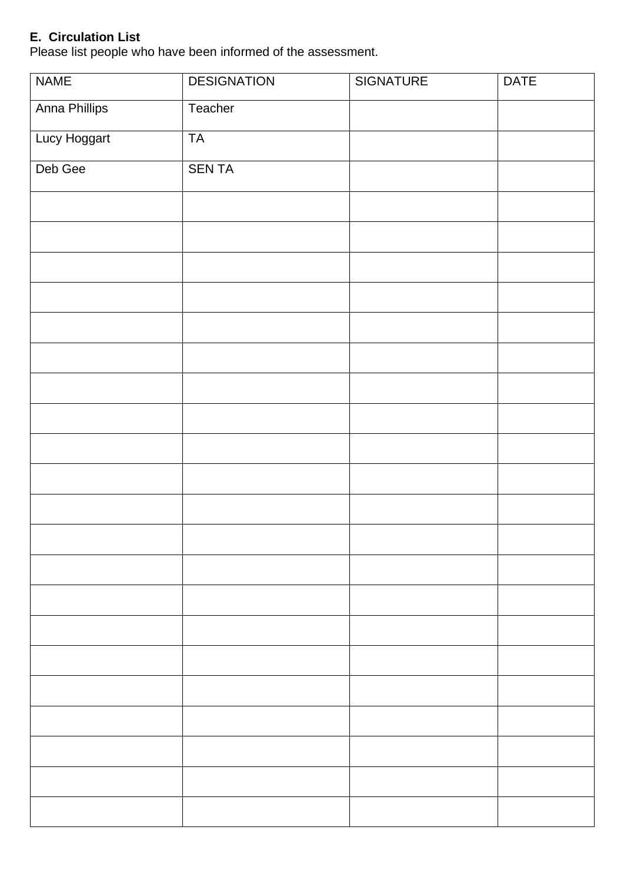**E. Circulation List**

Please list people who have been informed of the assessment.

| NAME | DESIGNATION | SIGNATURE | DATE |
|---|---|---|---|
| Anna Phillips | Teacher | | |
| Lucy Hoggart | TA | | |
| Deb Gee | SEN TA | | |
| | | | |
| | | | |
| | | | |
| | | | |
| | | | |
| | | | |
| | | | |
| | | | |
| | | | |
| | | | |
| | | | |
| | | | |
| | | | |
| | | | |
| | | | |
| | | | |
| | | | |
| | | | |
| | | | |
| | | | |
| | | | |